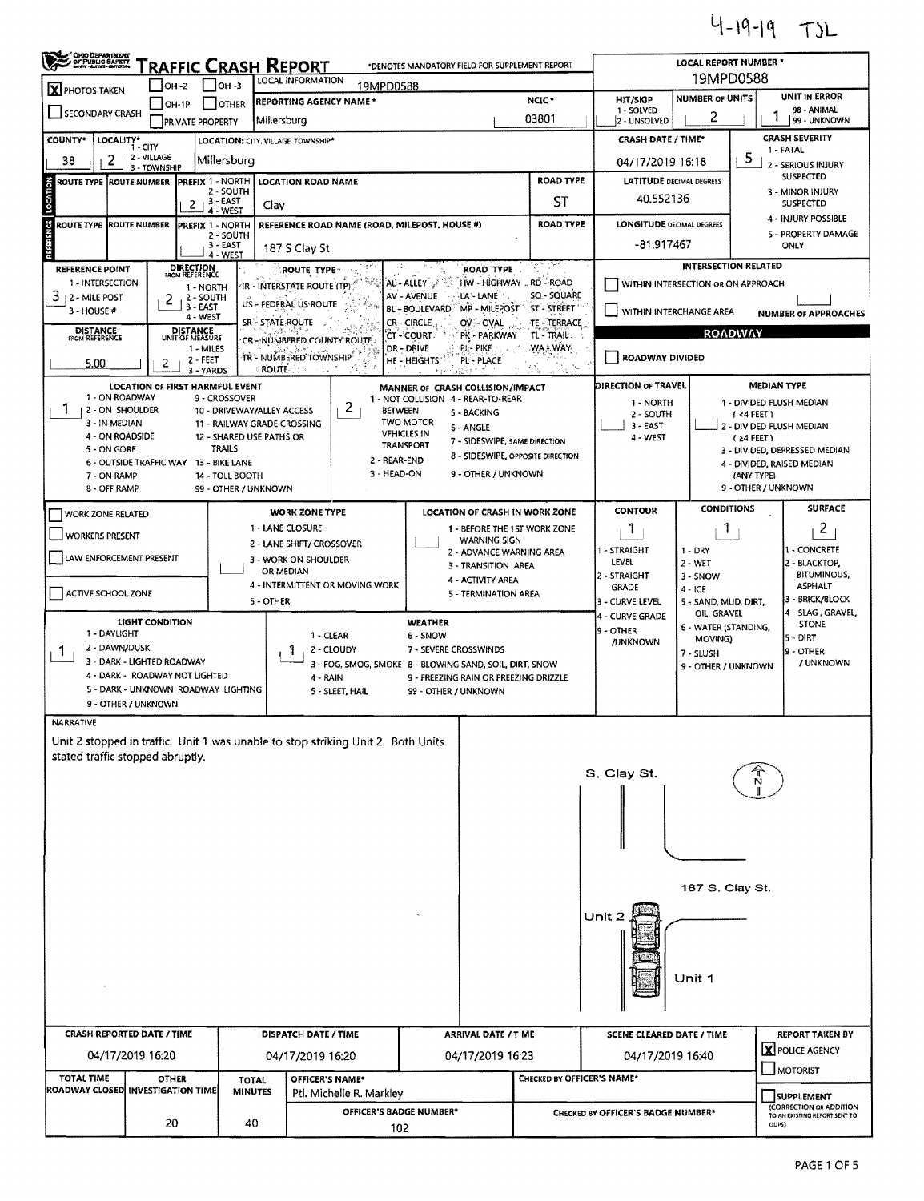4-19-19 TJL

# TRAFFIC CRASH REPORT

OHIO DEPARTMENT OF PUBLIC SAFETY

*DENOTES MANDATORY FIELD FOR SUPPLEMENT REPORT

| Field | Value |
|---|---|
| LOCAL REPORT NUMBER * | 19MPD0588 |
| PHOTOS TAKEN | X |
| LOCAL INFORMATION | 19MPD0588 |
| REPORTING AGENCY NAME * | Millersburg |
| NCIC * | 03801 |
| HIT/SKIP (1 - SOLVED, 2 - UNSOLVED) | |
| NUMBER OF UNITS | 2 |
| UNIT IN ERROR (98 - ANIMAL, 99 - UNKNOWN) | 1 |
| COUNTY* | 38 |
| LOCALITY* (1 - CITY, 2 - VILLAGE, 3 - TOWNSHIP) | 2 |
| LOCATION: CITY, VILLAGE, TOWNSHIP* | Millersburg |
| CRASH DATE / TIME* | 04/17/2019 16:18 |
| CRASH SEVERITY (1 - FATAL, 2 - SERIOUS INJURY SUSPECTED, 3 - MINOR INJURY SUSPECTED, 4 - INJURY POSSIBLE, 5 - PROPERTY DAMAGE ONLY) | 5 |
| LOCATION PREFIX (1 - NORTH, 2 - SOUTH, 3 - EAST, 4 - WEST) | 2 |
| LOCATION ROAD NAME | Clay |
| ROAD TYPE | ST |
| LATITUDE DECIMAL DEGREES | 40.552136 |
| REFERENCE ROAD NAME (ROAD, MILEPOST, HOUSE #) | 187 S Clay St |
| LONGITUDE DECIMAL DEGREES | -81.917467 |
| REFERENCE POINT (1 - INTERSECTION, 2 - MILE POST, 3 - HOUSE #) | 3 |
| DIRECTION FROM REFERENCE (1 - NORTH, 2 - SOUTH, 3 - EAST, 4 - WEST) | 2 |
| DISTANCE FROM REFERENCE | 5.00 |
| DISTANCE UNIT OF MEASURE (1 - MILES, 2 - FEET, 3 - YARDS) | 2 |
| LOCATION OF FIRST HARMFUL EVENT | 1 |
| MANNER OF CRASH COLLISION/IMPACT | 2 |
| DIRECTION OF TRAVEL | |
| MEDIAN TYPE | |
| CONTOUR | 1 |
| CONDITIONS | 1 |
| SURFACE | 2 |
| LIGHT CONDITION | 1 |
| WEATHER | 1 |

ROUTE TYPE: IR - INTERSTATE ROUTE (TP), US - FEDERAL US ROUTE, SR - STATE ROUTE, CR - NUMBERED COUNTY ROUTE, TR - NUMBERED TOWNSHIP ROUTE

ROAD TYPE: AL - ALLEY, AV - AVENUE, BL - BOULEVARD, CR - CIRCLE, CT - COURT, DR - DRIVE, HE - HEIGHTS, HW - HIGHWAY, LA - LANE, MP - MILEPOST, OV - OVAL, PK - PARKWAY, PI - PIKE, PL - PLACE, RD - ROAD, SQ - SQUARE, ST - STREET, TE - TERRACE, TL - TRAIL, WA - WAY

LOCATION OF FIRST HARMFUL EVENT: 1 - ON ROADWAY, 2 - ON SHOULDER, 3 - IN MEDIAN, 4 - ON ROADSIDE, 5 - ON GORE, 6 - OUTSIDE TRAFFIC WAY, 7 - ON RAMP, 8 - OFF RAMP, 9 - CROSSOVER, 10 - DRIVEWAY/ALLEY ACCESS, 11 - RAILWAY GRADE CROSSING, 12 - SHARED USE PATHS OR TRAILS, 13 - BIKE LANE, 14 - TOLL BOOTH, 99 - OTHER / UNKNOWN

MANNER OF CRASH COLLISION/IMPACT: 1 - NOT COLLISION BETWEEN TWO MOTOR VEHICLES IN TRANSPORT, 2 - REAR-END, 3 - HEAD-ON, 4 - REAR-TO-REAR, 5 - BACKING, 6 - ANGLE, 7 - SIDESWIPE, SAME DIRECTION, 8 - SIDESWIPE, OPPOSITE DIRECTION, 9 - OTHER / UNKNOWN

INTERSECTION RELATED: WITHIN INTERSECTION OR ON APPROACH; WITHIN INTERCHANGE AREA; NUMBER OF APPROACHES

ROADWAY: ROADWAY DIVIDED

WORK ZONE: WORK ZONE RELATED; WORKERS PRESENT; LAW ENFORCEMENT PRESENT; ACTIVE SCHOOL ZONE

WORK ZONE TYPE: 1 - LANE CLOSURE, 2 - LANE SHIFT/ CROSSOVER, 3 - WORK ON SHOULDER OR MEDIAN, 4 - INTERMITTENT OR MOVING WORK, 5 - OTHER

LOCATION OF CRASH IN WORK ZONE: 1 - BEFORE THE 1ST WORK ZONE WARNING SIGN, 2 - ADVANCE WARNING AREA, 3 - TRANSITION AREA, 4 - ACTIVITY AREA, 5 - TERMINATION AREA

### NARRATIVE

Unit 2 stopped in traffic. Unit 1 was unable to stop striking Unit 2. Both Units stated traffic stopped abruptly.

Diagram labels: S. Clay St.; N; 187 S. Clay St.; Unit 2; Unit 1

| CRASH REPORTED DATE / TIME | DISPATCH DATE / TIME | ARRIVAL DATE / TIME | SCENE CLEARED DATE / TIME | REPORT TAKEN BY |
|---|---|---|---|---|
| 04/17/2019 16:20 | 04/17/2019 16:20 | 04/17/2019 16:23 | 04/17/2019 16:40 | X POLICE AGENCY |

| TOTAL TIME ROADWAY CLOSED | OTHER INVESTIGATION TIME | TOTAL MINUTES | OFFICER'S NAME* | OFFICER'S BADGE NUMBER* | CHECKED BY OFFICER'S NAME* | CHECKED BY OFFICER'S BADGE NUMBER* |
|---|---|---|---|---|---|---|
| | 20 | 40 | Ptl. Michelle R. Markley | 102 | | |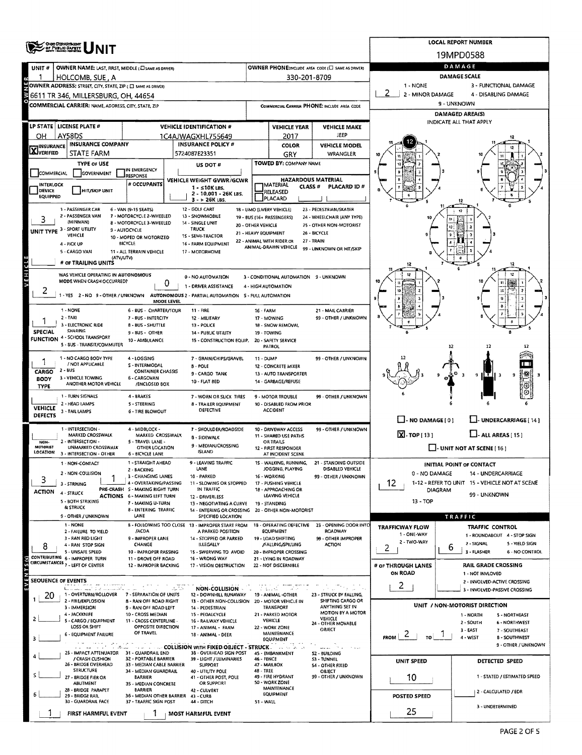# UNIT

**LOCAL REPORT NUMBER:** 19MPD0588

## Owner

| Field | Value |
|---|---|
| UNIT # | 1 |
| OWNER NAME: LAST, FIRST, MIDDLE | HOLCOMB, SUE, A |
| OWNER PHONE | 330-201-8709 |
| OWNER ADDRESS: STREET, CITY, STATE, ZIP | 6611 TR 346, MILLERSBURG, OH, 44654 |
| COMMERCIAL CARRIER: NAME, ADDRESS, CITY, STATE, ZIP | |
| COMMERCIAL CARRIER PHONE | |

## Damage

DAMAGE SCALE: 1 - NONE; 2 - MINOR DAMAGE; 3 - FUNCTIONAL DAMAGE; 4 - DISABLING DAMAGE; 9 - UNKNOWN

**Damage:** 2

DAMAGED AREA(S) — INDICATE ALL THAT APPLY: 12

- [ ] NO DAMAGE [0]
- [ ] UNDERCARRIAGE [14]
- [X] TOP [13]
- [ ] ALL AREAS [15]
- [ ] UNIT NOT AT SCENE [16]

INITIAL POINT OF CONTACT: 0 - NO DAMAGE; 1-12 - REFER TO UNIT DIAGRAM; 13 - TOP; 14 - UNDERCARRIAGE; 15 - VEHICLE NOT AT SCENE; 99 - UNKNOWN

**Initial Point of Contact:** 12

## Vehicle

| LP STATE | LICENSE PLATE # | VEHICLE IDENTIFICATION # | VEHICLE YEAR | VEHICLE MAKE |
|---|---|---|---|---|
| OH | AY58DS | 1C4AJWAGXHL755649 | 2017 | JEEP |

| INSURANCE VERIFIED | INSURANCE COMPANY | INSURANCE POLICY # | COLOR | VEHICLE MODEL |
|---|---|---|---|---|
| X | STATE FARM | 5724087E23351 | GRY | WRANGLER |

TYPE OF USE: COMMERCIAL / GOVERNMENT / IN EMERGENCY RESPONSE

US DOT #:

TOWED BY: COMPANY NAME:

INTERLOCK DEVICE EQUIPPED / HIT/SKIP UNIT / # OCCUPANTS

VEHICLE WEIGHT GVWR/GCWR: 1 - ≤10K LBS.; 2 - 10.001 - 26K LBS.; 3 - > 26K LBS.

HAZARDOUS MATERIAL: MATERIAL RELEASED / PLACARD; CLASS #; PLACARD ID #

**UNIT TYPE:** 3

1 - PASSENGER CAR; 2 - PASSENGER VAN (MINIVAN); 3 - SPORT UTILITY VEHICLE; 4 - PICK UP; 5 - CARGO VAN; 6 - VAN (9-15 SEATS); 7 - MOTORCYCLE 2-WHEELED; 8 - MOTORCYCLE 3-WHEELED; 9 - AUTOCYCLE; 10 - MOPED OR MOTORIZED BICYCLE; 11 - ALL TERRAIN VEHICLE (ATV/UTV); 12 - GOLF CART; 13 - SNOWMOBILE; 14 - SINGLE UNIT TRUCK; 15 - SEMI-TRACTOR; 16 - FARM EQUIPMENT; 17 - MOTORHOME; 18 - LIMO (LIVERY VEHICLE); 19 - BUS (16+ PASSENGERS); 20 - OTHER VEHICLE; 21 - HEAVY EQUIPMENT; 22 - ANIMAL WITH RIDER OR ANIMAL-DRAWN VEHICLE; 23 - PEDESTRIAN/SKATER; 24 - WHEELCHAIR (ANY TYPE); 25 - OTHER NON-MOTORIST; 26 - BICYCLE; 27 - TRAIN; 99 - UNKNOWN OR HIT/SKIP

# OF TRAILING UNITS:

**WAS VEHICLE OPERATING IN AUTONOMOUS MODE WHEN CRASH OCCURRED?** 2 (1 - YES; 2 - NO; 9 - OTHER / UNKNOWN)

**AUTONOMOUS MODE LEVEL:** 0 (0 - NO AUTOMATION; 1 - DRIVER ASSISTANCE; 2 - PARTIAL AUTOMATION; 3 - CONDITIONAL AUTOMATION; 4 - HIGH AUTOMATION; 5 - FULL AUTOMATION; 9 - UNKNOWN)

**SPECIAL FUNCTION:** 1

1 - NONE; 2 - TAXI; 3 - ELECTRONIC RIDE SHARING; 4 - SCHOOL TRANSPORT; 5 - BUS - TRANSIT/COMMUTER; 6 - BUS - CHARTER/TOUR; 7 - BUS - INTERCITY; 8 - BUS - SHUTTLE; 9 - BUS - OTHER; 10 - AMBULANCE; 11 - FIRE; 12 - MILITARY; 13 - POLICE; 14 - PUBLIC UTILITY; 15 - CONSTRUCTION EQUIP.; 16 - FARM; 17 - MOWING; 18 - SNOW REMOVAL; 19 - TOWING; 20 - SAFETY SERVICE PATROL; 21 - MAIL CARRIER; 99 - OTHER / UNKNOWN

**CARGO BODY TYPE:** 1

1 - NO CARGO BODY TYPE / NOT APPLICABLE; 2 - BUS; 3 - VEHICLE TOWING ANOTHER MOTOR VEHICLE; 4 - LOGGING; 5 - INTERMODAL CONTAINER CHASSIS; 6 - CARGOVAN /ENCLOSED BOX; 7 - GRAIN/CHIPS/GRAVEL; 8 - POLE; 9 - CARGO TANK; 10 - FLAT BED; 11 - DUMP; 12 - CONCRETE MIXER; 13 - AUTO TRANSPORTER; 14 - GARBAGE/REFUSE; 99 - OTHER / UNKNOWN

**VEHICLE DEFECTS:**

1 - TURN SIGNALS; 2 - HEAD LAMPS; 3 - TAIL LAMPS; 4 - BRAKES; 5 - STEERING; 6 - TIRE BLOWOUT; 7 - WORN OR SLICK TIRES; 8 - TRAILER EQUIPMENT DEFECTIVE; 9 - MOTOR TROUBLE; 10 - DISABLED FROM PRIOR ACCIDENT; 99 - OTHER / UNKNOWN

**NON-MOTORIST LOCATION:**

1 - INTERSECTION - MARKED CROSSWALK; 2 - INTERSECTION - UNMARKED CROSSWALK; 3 - INTERSECTION - OTHER; 4 - MIDBLOCK - MARKED CROSSWALK; 5 - TRAVEL LANE - OTHER LOCATION; 6 - BICYCLE LANE; 7 - SHOULDER/ROADSIDE; 8 - SIDEWALK; 9 - MEDIAN/CROSSING ISLAND; 10 - DRIVEWAY ACCESS; 11 - SHARED USE PATHS OR TRAILS; 12 - FIRST RESPONDER AT INCIDENT SCENE; 99 - OTHER / UNKNOWN

**ACTION:** 3 **PRE-CRASH ACTIONS:** 1

1 - NON-CONTACT; 2 - NON-COLLISION; 3 - STRIKING; 4 - STRUCK; 5 - BOTH STRIKING & STRUCK; 9 - OTHER / UNKNOWN

1 - STRAIGHT AHEAD; 2 - BACKING; 3 - CHANGING LANES; 4 - OVERTAKING/PASSING; 5 - MAKING RIGHT TURN; 6 - MAKING LEFT TURN; 7 - MAKING U-TURN; 8 - ENTERING TRAFFIC LANE; 9 - LEAVING TRAFFIC LANE; 10 - PARKED; 11 - SLOWING OR STOPPED IN TRAFFIC; 12 - DRIVERLESS; 13 - NEGOTIATING A CURVE; 14 - ENTERING OR CROSSING SPECIFIED LOCATION; 15 - WALKING, RUNNING, JOGGING, PLAYING; 16 - WORKING; 17 - PUSHING VEHICLE; 18 - APPROACHING OR LEAVING VEHICLE; 19 - STANDING; 20 - OTHER NON-MOTORIST; 21 - STANDING OUTSIDE DISABLED VEHICLE; 99 - OTHER / UNKNOWN

**CONTRIBUTING CIRCUMSTANCES:** 8

1 - NONE; 2 - FAILURE TO YIELD; 3 - RAN RED LIGHT; 4 - RAN STOP SIGN; 5 - UNSAFE SPEED; 6 - IMPROPER TURN; 7 - LEFT OF CENTER; 8 - FOLLOWING TOO CLOSE /ACDA; 9 - IMPROPER LANE CHANGE; 10 - IMPROPER PASSING; 11 - DROVE OFF ROAD; 12 - IMPROPER BACKING; 13 - IMPROPER START FROM A PARKED POSITION; 14 - STOPPED OR PARKED ILLEGALLY; 15 - SWERVING TO AVOID; 16 - WRONG WAY; 17 - VISION OBSTRUCTION; 18 - OPERATING DEFECTIVE EQUIPMENT; 19 - LOAD SHIFTING /FALLING/SPILLING; 20 - IMPROPER CROSSING; 21 - LYING IN ROADWAY; 22 - NOT DISCERNIBLE; 23 - OPENING DOOR INTO ROADWAY; 99 - OTHER IMPROPER ACTION

## Traffic

| TRAFFICWAY FLOW | TRAFFIC CONTROL |
|---|---|
| 2 | 6 |

TRAFFICWAY FLOW: 1 - ONE-WAY; 2 - TWO-WAY

TRAFFIC CONTROL: 1 - ROUNDABOUT; 2 - SIGNAL; 3 - FLASHER; 4 - STOP SIGN; 5 - YIELD SIGN; 6 - NO CONTROL

**# OF THROUGH LANES ON ROAD:** 2

RAIL GRADE CROSSING: 1 - NOT INVLOVED; 2 - INVOLVED-ACTIVE CROSSING; 3 - INVOLVED-PASSIVE CROSSING

## Events

**SEQUENCE OF EVENTS**

| # | Event |
|---|---|
| 1 | 20 |
| 2 | |
| 3 | |
| 4 | |
| 5 | |
| 6 | |

NON-COLLISION: 1 - OVERTURN/ROLLOVER; 2 - FIRE/EXPLOSION; 3 - IMMERSION; 4 - JACKKNIFE; 5 - CARGO / EQUIPMENT LOSS OR SHIFT; 6 - EQUIPMENT FAILURE; 7 - SEPARATION OF UNITS; 8 - RAN OFF ROAD RIGHT; 9 - RAN OFF ROAD LEFT; 10 - CROSS MEDIAN; 11 - CROSS CENTERLINE - OPPOSITE DIRECTION OF TRAVEL; 12 - DOWNHILL RUNAWAY; 13 - OTHER NON-COLLISION; 14 - PEDESTRIAN; 15 - PEDALCYCLE; 16 - RAILWAY VEHICLE; 17 - ANIMAL - FARM; 18 - ANIMAL - DEER; 19 - ANIMAL -OTHER; 20 - MOTOR VEHICLE IN TRANSPORT; 21 - PARKED MOTOR VEHICLE; 22 - WORK ZONE MAINTENANCE EQUIPMENT; 23 - STRUCK BY FALLING, SHIFTING CARGO OR ANYTHING SET IN MOTION BY A MOTOR VEHICLE; 24 - OTHER MOVABLE OBJECT

COLLISION WITH FIXED OBJECT - STRUCK: 25 - IMPACT ATTENUATOR / CRASH CUSHION; 26 - BRIDGE OVERHEAD STRUCTURE; 27 - BRIDGE PIER OR ABUTMENT; 28 - BRIDGE PARAPET; 29 - BRIDGE RAIL; 30 - GUARDRAIL FACE; 31 - GUARDRAIL END; 32 - PORTABLE BARRIER; 33 - MEDIAN CABLE BARRIER; 34 - MEDIAN GUARDRAIL BARRIER; 35 - MEDIAN CONCRETE BARRIER; 36 - MEDIAN OTHER BARRIER; 37 - TRAFFIC SIGN POST; 38 - OVERHEAD SIGN POST; 39 - LIGHT / LUMINARIES SUPPORT; 40 - UTILITY POLE; 41 - OTHER POST, POLE OR SUPPORT; 42 - CULVERT; 43 - CURB; 44 - DITCH; 45 - EMBANKMENT; 46 - FENCE; 47 - MAILBOX; 48 - TREE; 49 - FIRE HYDRANT; 50 - WORK ZONE MAINTENANCE EQUIPMENT; 51 - WALL; 52 - BUILDING; 53 - TUNNEL; 54 - OTHER FIXED OBJECT; 99 - OTHER / UNKNOWN

**FIRST HARMFUL EVENT:** 1 **MOST HARMFUL EVENT:** 1

## Unit / Non-Motorist Direction

**FROM:** 2 **TO:** 1

1 - NORTH; 2 - SOUTH; 3 - EAST; 4 - WEST; 5 - NORTHEAST; 6 - NORTHWEST; 7 - SOUTHEAST; 8 - SOUTHWEST; 9 - OTHER / UNKNOWN

| UNIT SPEED | POSTED SPEED | DETECTED SPEED |
|---|---|---|
| 10 | 25 | |

DETECTED SPEED: 1 - STATED / ESTIMATED SPEED; 2 - CALCULATED / EDR; 3 - UNDETERMINED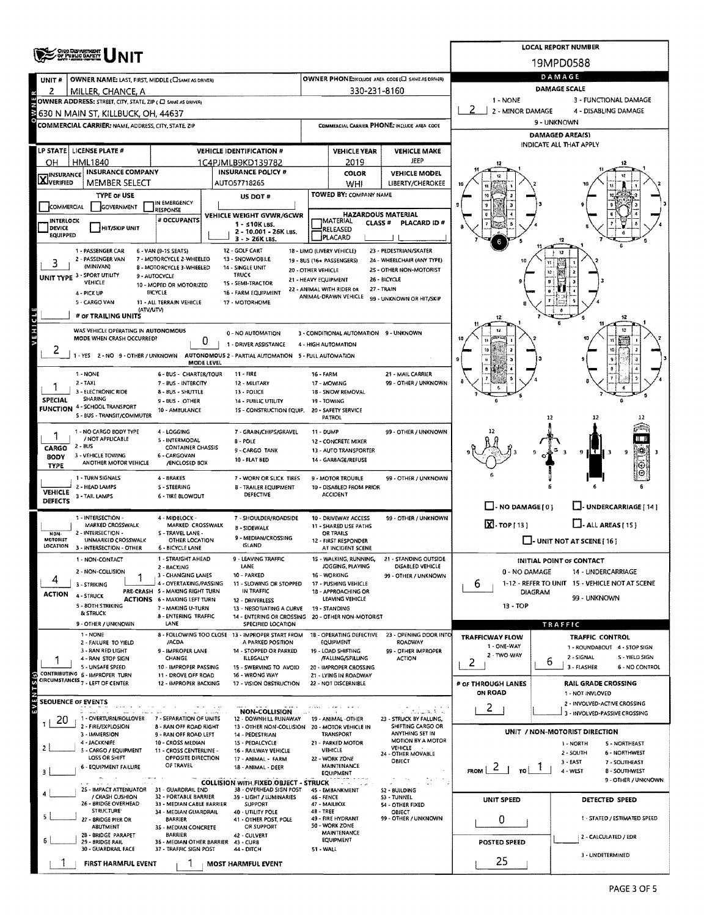# UNIT

**LOCAL REPORT NUMBER:** 19MPD0588

| Field | Value |
|---|---|
| UNIT # | 2 |
| OWNER NAME: LAST, FIRST, MIDDLE | MILLER, CHANCE, A |
| OWNER PHONE | 330-231-8160 |
| OWNER ADDRESS | 630 N MAIN ST, KILLBUCK, OH, 44637 |
| COMMERCIAL CARRIER | |
| LP STATE | OH |
| LICENSE PLATE # | HML1840 |
| VEHICLE IDENTIFICATION # | 1C4PJMLB9KD139782 |
| VEHICLE YEAR | 2019 |
| VEHICLE MAKE | JEEP |
| INSURANCE | VERIFIED |
| INSURANCE COMPANY | MEMBER SELECT |
| INSURANCE POLICY # | AUTO57718265 |
| COLOR | WHI |
| VEHICLE MODEL | LIBERTY/CHEROKEE |
| TOWED BY: COMPANY NAME | |
| UNIT TYPE | 3 |
| WAS VEHICLE OPERATING IN AUTONOMOUS MODE WHEN CRASH OCCURRED? | 2 |
| AUTONOMOUS MODE LEVEL | 0 |
| SPECIAL FUNCTION | 1 |
| CARGO BODY TYPE | 1 |
| VEHICLE DEFECTS | |
| NON-MOTORIST LOCATION | |
| ACTION | 4 |
| PRE-CRASH ACTIONS | 1 |
| CONTRIBUTING CIRCUMSTANCES | 1 |

## DAMAGE

| Field | Value |
|---|---|
| DAMAGE SCALE | 2 - MINOR DAMAGE |
| DAMAGED AREA(S) | 6; TOP [13] |
| INITIAL POINT OF CONTACT | 6 |

## SEQUENCE OF EVENTS

| # | Event |
|---|---|
| 1 | 20 |
| 2 | |
| 3 | |
| 4 | |
| 5 | |
| 6 | |

FIRST HARMFUL EVENT: 1 | MOST HARMFUL EVENT: 1

## TRAFFIC

| Field | Value |
|---|---|
| TRAFFICWAY FLOW | 2 - TWO-WAY |
| TRAFFIC CONTROL | 6 - NO CONTROL |
| # OF THROUGH LANES ON ROAD | 2 |
| RAIL GRADE CROSSING | |
| UNIT / NON-MOTORIST DIRECTION | FROM 2 TO 1 |
| UNIT SPEED | 0 |
| POSTED SPEED | 25 |
| DETECTED SPEED | |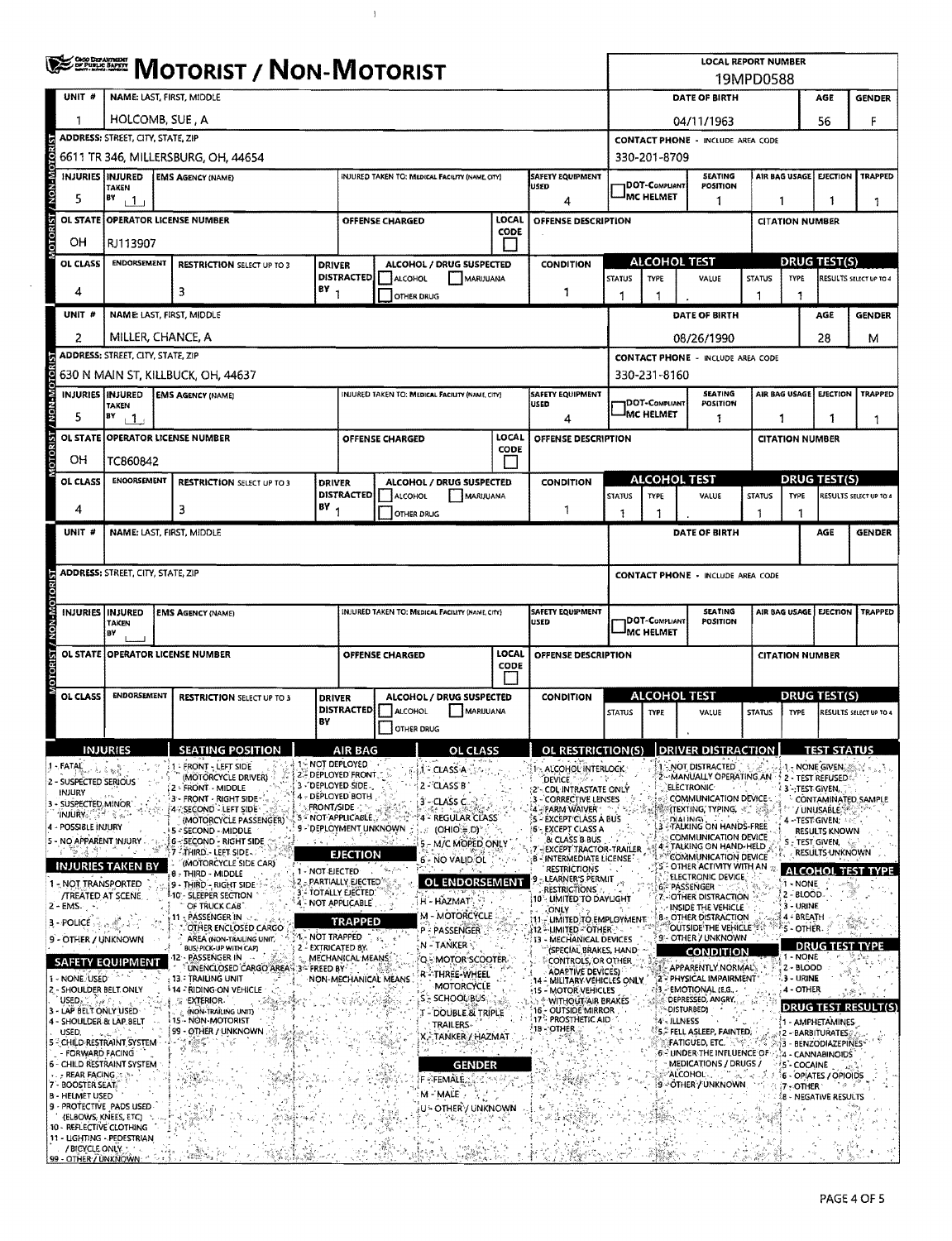# MOTORIST / NON-MOTORIST

Ohio Department of Public Safety

**LOCAL REPORT NUMBER:** 19MPD0588

## Unit 1

| UNIT # | NAME: LAST, FIRST, MIDDLE | DATE OF BIRTH | AGE | GENDER |
|---|---|---|---|---|
| 1 | HOLCOMB, SUE, A | 04/11/1963 | 56 | F |

| ADDRESS: STREET, CITY, STATE, ZIP | CONTACT PHONE - INCLUDE AREA CODE |
|---|---|
| 6611 TR 346, MILLERSBURG, OH, 44654 | 330-201-8709 |

| INJURIES | INJURED TAKEN BY | EMS AGENCY (NAME) | INJURED TAKEN TO: MEDICAL FACILITY (NAME, CITY) | SAFETY EQUIPMENT USED | DOT-COMPLIANT MC HELMET | SEATING POSITION | AIR BAG USAGE | EJECTION | TRAPPED |
|---|---|---|---|---|---|---|---|---|---|
| 5 | 1 | | | 4 | | 1 | 1 | 1 | 1 |

| OL STATE | OPERATOR LICENSE NUMBER | OFFENSE CHARGED | LOCAL CODE | OFFENSE DESCRIPTION | CITATION NUMBER |
|---|---|---|---|---|---|
| OH | RJ113907 | | | | |

| OL CLASS | ENDORSEMENT | RESTRICTION SELECT UP TO 3 | DRIVER DISTRACTED BY | ALCOHOL / DRUG SUSPECTED | CONDITION | ALCOHOL TEST STATUS | ALCOHOL TEST TYPE | ALCOHOL TEST VALUE | DRUG TEST STATUS | DRUG TEST TYPE | DRUG TEST RESULTS SELECT UP TO 4 |
|---|---|---|---|---|---|---|---|---|---|---|---|
| 4 | | 3 | 1 | | 1 | 1 | 1 | . | 1 | 1 | |

## Unit 2

| UNIT # | NAME: LAST, FIRST, MIDDLE | DATE OF BIRTH | AGE | GENDER |
|---|---|---|---|---|
| 2 | MILLER, CHANCE, A | 08/26/1990 | 28 | M |

| ADDRESS: STREET, CITY, STATE, ZIP | CONTACT PHONE - INCLUDE AREA CODE |
|---|---|
| 630 N MAIN ST, KILLBUCK, OH, 44637 | 330-231-8160 |

| INJURIES | INJURED TAKEN BY | EMS AGENCY (NAME) | INJURED TAKEN TO: MEDICAL FACILITY (NAME, CITY) | SAFETY EQUIPMENT USED | DOT-COMPLIANT MC HELMET | SEATING POSITION | AIR BAG USAGE | EJECTION | TRAPPED |
|---|---|---|---|---|---|---|---|---|---|
| 5 | 1 | | | 4 | | 1 | 1 | 1 | 1 |

| OL STATE | OPERATOR LICENSE NUMBER | OFFENSE CHARGED | LOCAL CODE | OFFENSE DESCRIPTION | CITATION NUMBER |
|---|---|---|---|---|---|
| OH | TC860842 | | | | |

| OL CLASS | ENDORSEMENT | RESTRICTION SELECT UP TO 3 | DRIVER DISTRACTED BY | ALCOHOL / DRUG SUSPECTED | CONDITION | ALCOHOL TEST STATUS | ALCOHOL TEST TYPE | ALCOHOL TEST VALUE | DRUG TEST STATUS | DRUG TEST TYPE | DRUG TEST RESULTS SELECT UP TO 4 |
|---|---|---|---|---|---|---|---|---|---|---|---|
| 4 | | 3 | 1 | | 1 | 1 | 1 | . | 1 | 1 | |

## Unit (blank)

| UNIT # | NAME: LAST, FIRST, MIDDLE | DATE OF BIRTH | AGE | GENDER |
|---|---|---|---|---|
| | | | | |

ADDRESS: STREET, CITY, STATE, ZIP — CONTACT PHONE - INCLUDE AREA CODE

INJURIES — INJURED TAKEN BY — EMS AGENCY (NAME) — INJURED TAKEN TO: MEDICAL FACILITY (NAME, CITY) — SAFETY EQUIPMENT USED — DOT-COMPLIANT MC HELMET — SEATING POSITION — AIR BAG USAGE — EJECTION — TRAPPED

OL STATE — OPERATOR LICENSE NUMBER — OFFENSE CHARGED — LOCAL CODE — OFFENSE DESCRIPTION — CITATION NUMBER

OL CLASS — ENDORSEMENT — RESTRICTION SELECT UP TO 3 — DRIVER DISTRACTED BY — ALCOHOL / DRUG SUSPECTED (ALCOHOL, MARIJUANA, OTHER DRUG) — CONDITION — ALCOHOL TEST (STATUS, TYPE, VALUE) — DRUG TEST(S) (STATUS, TYPE, RESULTS SELECT UP TO 4)

## Codes

**INJURIES**
1 - FATAL
2 - SUSPECTED SERIOUS INJURY
3 - SUSPECTED MINOR INJURY
4 - POSSIBLE INJURY
5 - NO APPARENT INJURY

**INJURIES TAKEN BY**
1 - NOT TRANSPORTED /TREATED AT SCENE
2 - EMS
3 - POLICE
9 - OTHER / UNKNOWN

**SAFETY EQUIPMENT**
1 - NONE USED
2 - SHOULDER BELT ONLY USED
3 - LAP BELT ONLY USED
4 - SHOULDER & LAP BELT USED
5 - CHILD RESTRAINT SYSTEM - FORWARD FACING
6 - CHILD RESTRAINT SYSTEM - REAR FACING
7 - BOOSTER SEAT
8 - HELMET USED
9 - PROTECTIVE PADS USED (ELBOWS, KNEES, ETC)
10 - REFLECTIVE CLOTHING
11 - LIGHTING - PEDESTRIAN / BICYCLE ONLY
99 - OTHER / UNKNOWN

**SEATING POSITION**
1 - FRONT - LEFT SIDE (MOTORCYCLE DRIVER)
2 - FRONT - MIDDLE
3 - FRONT - RIGHT SIDE (MOTORCYCLE PASSENGER)
4 - SECOND - LEFT SIDE (MOTORCYCLE SIDE CAR)
5 - SECOND - MIDDLE
6 - SECOND - RIGHT SIDE
7 - THIRD - LEFT SIDE (MOTORCYCLE SIDE CAR)
8 - THIRD - MIDDLE
9 - THIRD - RIGHT SIDE
10 - SLEEPER SECTION OF TRUCK CAB
11 - PASSENGER IN OTHER ENCLOSED CARGO AREA (NON-TRAILING UNIT, BUS, PICK-UP WITH CAP)
12 - PASSENGER IN UNENCLOSED CARGO AREA
13 - TRAILING UNIT
14 - RIDING ON VEHICLE EXTERIOR (NON-TRAILING UNIT)
15 - NON-MOTORIST
99 - OTHER / UNKNOWN

**AIR BAG**
1 - NOT DEPLOYED
2 - DEPLOYED FRONT
3 - DEPLOYED SIDE
4 - DEPLOYED BOTH FRONT/SIDE
5 - NOT APPLICABLE
9 - DEPLOYMENT UNKNOWN

**EJECTION**
1 - NOT EJECTED
2 - PARTIALLY EJECTED
3 - TOTALLY EJECTED
4 - NOT APPLICABLE

**TRAPPED**
1 - NOT TRAPPED
2 - EXTRICATED BY MECHANICAL MEANS
3 - FREED BY NON-MECHANICAL MEANS

**OL CLASS**
1 - CLASS A
2 - CLASS B
3 - CLASS C
4 - REGULAR CLASS (OHIO = D)
5 - M/C MOPED ONLY
6 - NO VALID OL

**OL ENDORSEMENT**
H - HAZMAT
M - MOTORCYCLE
P - PASSENGER
N - TANKER
Q - MOTOR SCOOTER
R - THREE-WHEEL MOTORCYCLE
S - SCHOOL BUS
T - DOUBLE & TRIPLE TRAILERS
X - TANKER / HAZMAT

**GENDER**
F - FEMALE
M - MALE
U - OTHER / UNKNOWN

**OL RESTRICTION(S)**
1 - ALCOHOL INTERLOCK DEVICE
2 - CDL INTRASTATE ONLY
3 - CORRECTIVE LENSES
4 - FARM WAIVER
5 - EXCEPT CLASS A BUS
6 - EXCEPT CLASS A & CLASS B BUS
7 - EXCEPT TRACTOR-TRAILER
8 - INTERMEDIATE LICENSE RESTRICTIONS
9 - LEARNER'S PERMIT RESTRICTIONS
10 - LIMITED TO DAYLIGHT ONLY
11 - LIMITED TO EMPLOYMENT
12 - LIMITED - OTHER
13 - MECHANICAL DEVICES (SPECIAL BRAKES, HAND CONTROLS, OR OTHER ADAPTIVE DEVICES)
14 - MILITARY VEHICLES ONLY
15 - MOTOR VEHICLES WITHOUT AIR BRAKES
16 - OUTSIDE MIRROR
17 - PROSTHETIC AID
18 - OTHER

**DRIVER DISTRACTION**
1 - NOT DISTRACTED
2 - MANUALLY OPERATING AN ELECTRONIC COMMUNICATION DEVICE (TEXTING, TYPING, DIALING)
3 - TALKING ON HANDS-FREE COMMUNICATION DEVICE
4 - TALKING ON HAND-HELD COMMUNICATION DEVICE
5 - OTHER ACTIVITY WITH AN ELECTRONIC DEVICE
6 - PASSENGER
7 - OTHER DISTRACTION INSIDE THE VEHICLE
8 - OTHER DISTRACTION OUTSIDE THE VEHICLE
9 - OTHER / UNKNOWN

**CONDITION**
1 - APPARENTLY NORMAL
2 - PHYSICAL IMPAIRMENT
3 - EMOTIONAL (E.G., DEPRESSED, ANGRY, DISTURBED)
4 - ILLNESS
5 - FELL ASLEEP, FAINTED, FATIGUED, ETC.
6 - UNDER THE INFLUENCE OF MEDICATIONS / DRUGS / ALCOHOL
9 - OTHER / UNKNOWN

**TEST STATUS**
1 - NONE GIVEN
2 - TEST REFUSED
3 - TEST GIVEN, CONTAMINATED SAMPLE / UNUSABLE
4 - TEST GIVEN, RESULTS KNOWN
5 - TEST GIVEN, RESULTS UNKNOWN

**ALCOHOL TEST TYPE**
1 - NONE
2 - BLOOD
3 - URINE
4 - BREATH
5 - OTHER

**DRUG TEST TYPE**
1 - NONE
2 - BLOOD
3 - URINE
4 - OTHER

**DRUG TEST RESULT(S)**
1 - AMPHETAMINES
2 - BARBITURATES
3 - BENZODIAZEPINES
4 - CANNABINOIDS
5 - COCAINE
6 - OPIATES / OPIOIDS
7 - OTHER
8 - NEGATIVE RESULTS